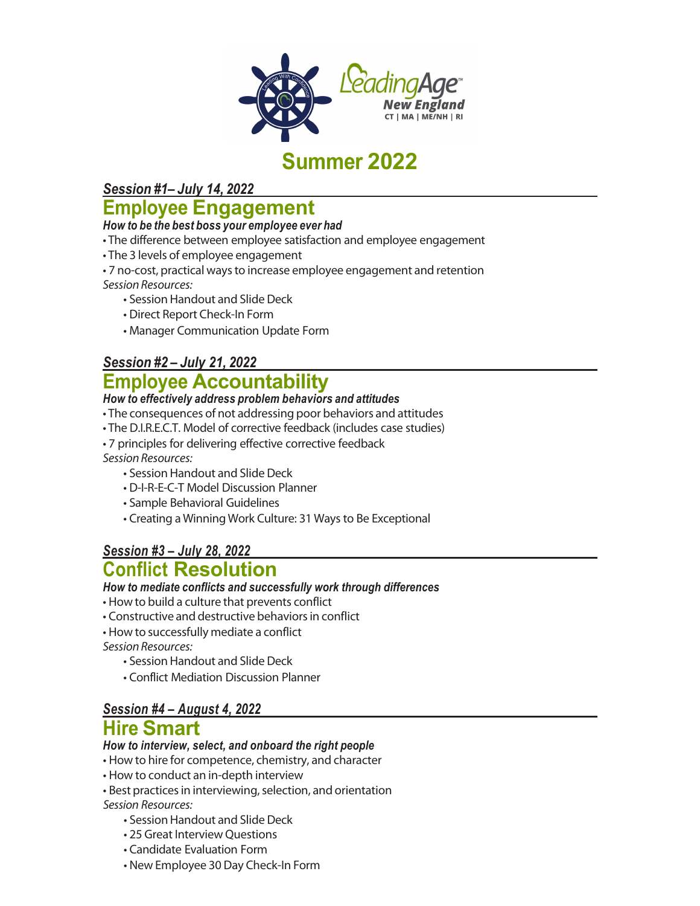LeadingAge New England

CT | MA | ME/NH | RI

# Summer 2022

### *Session #1– July 14, 2022*

## Employee Engagement

***How to be the best boss your employee ever had***

- The difference between employee satisfaction and employee engagement
- The 3 levels of employee engagement
- 7 no-cost, practical ways to increase employee engagement and retention

*Session Resources:*

- Session Handout and Slide Deck
- Direct Report Check-In Form
- Manager Communication Update Form

### *Session #2 – July 21, 2022*

## Employee Accountability

***How to effectively address problem behaviors and attitudes***

- The consequences of not addressing poor behaviors and attitudes
- The D.I.R.E.C.T. Model of corrective feedback (includes case studies)
- 7 principles for delivering effective corrective feedback

*Session Resources:*

- Session Handout and Slide Deck
- D-I-R-E-C-T Model Discussion Planner
- Sample Behavioral Guidelines
- Creating a Winning Work Culture: 31 Ways to Be Exceptional

### *Session #3 – July 28, 2022*

## Conflict Resolution

***How to mediate conflicts and successfully work through differences***

- How to build a culture that prevents conflict
- Constructive and destructive behaviors in conflict
- How to successfully mediate a conflict

*Session Resources:*

- Session Handout and Slide Deck
- Conflict Mediation Discussion Planner

### *Session #4 – August 4, 2022*

## Hire Smart

***How to interview, select, and onboard the right people***

- How to hire for competence, chemistry, and character
- How to conduct an in-depth interview
- Best practices in interviewing, selection, and orientation

*Session Resources:*

- Session Handout and Slide Deck
- 25 Great Interview Questions
- Candidate Evaluation Form
- New Employee 30 Day Check-In Form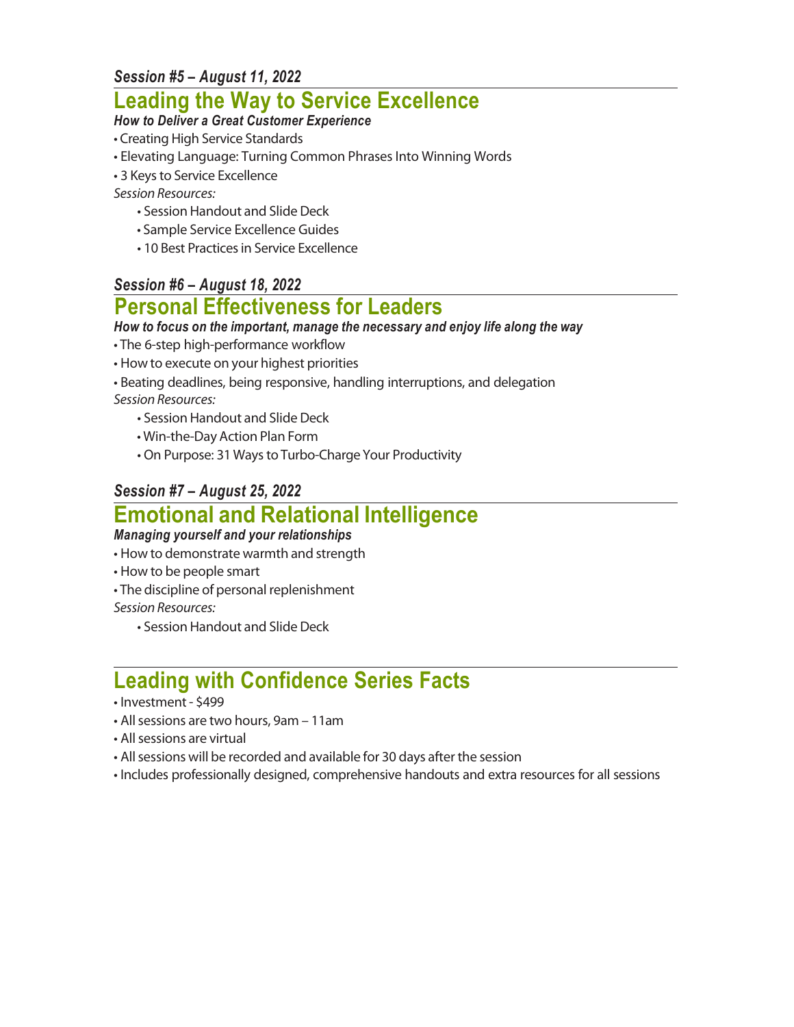*Session #5 – August 11, 2022*

## Leading the Way to Service Excellence

***How to Deliver a Great Customer Experience***

- Creating High Service Standards
- Elevating Language: Turning Common Phrases Into Winning Words
- 3 Keys to Service Excellence

*Session Resources:*

- Session Handout and Slide Deck
- Sample Service Excellence Guides
- 10 Best Practices in Service Excellence

*Session #6 – August 18, 2022*

## Personal Effectiveness for Leaders

***How to focus on the important, manage the necessary and enjoy life along the way***

- The 6-step high-performance workflow
- How to execute on your highest priorities
- Beating deadlines, being responsive, handling interruptions, and delegation

*Session Resources:*

- Session Handout and Slide Deck
- Win-the-Day Action Plan Form
- On Purpose: 31 Ways to Turbo-Charge Your Productivity

*Session #7 – August 25, 2022*

## Emotional and Relational Intelligence

***Managing yourself and your relationships***

- How to demonstrate warmth and strength
- How to be people smart
- The discipline of personal replenishment

*Session Resources:*

- Session Handout and Slide Deck

## Leading with Confidence Series Facts

- Investment - $499
- All sessions are two hours, 9am – 11am
- All sessions are virtual
- All sessions will be recorded and available for 30 days after the session
- Includes professionally designed, comprehensive handouts and extra resources for all sessions